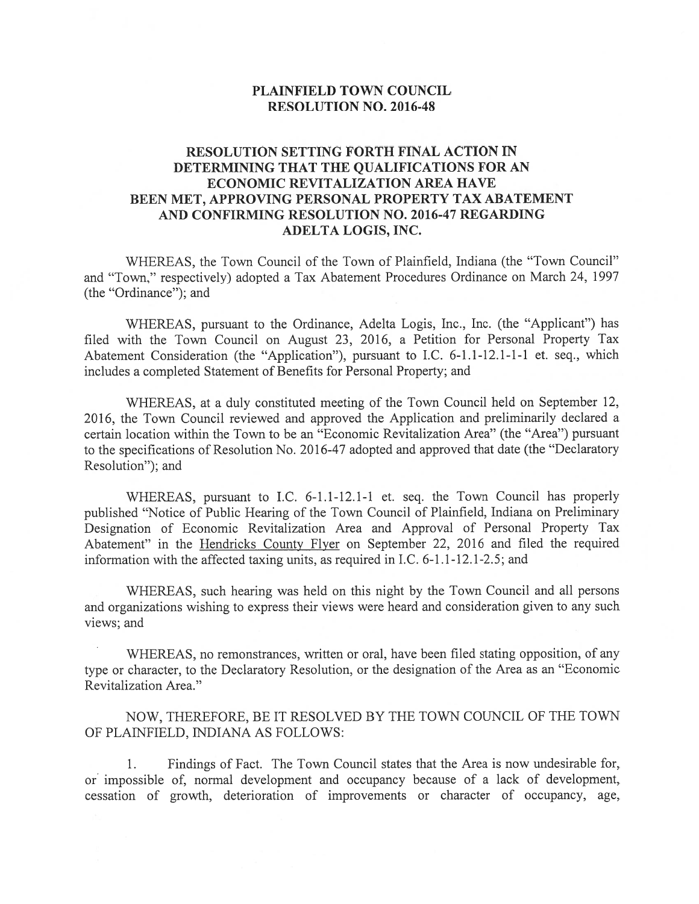# PLAINFIELD TOWN COUNCIL
# RESOLUTION NO. 2016-48

## RESOLUTION SETTING FORTH FINAL ACTION IN DETERMINING THAT THE QUALIFICATIONS FOR AN ECONOMIC REVITALIZATION AREA HAVE BEEN MET, APPROVING PERSONAL PROPERTY TAX ABATEMENT AND CONFIRMING RESOLUTION NO. 2016-47 REGARDING ADELTA LOGIS, INC.

WHEREAS, the Town Council of the Town of Plainfield, Indiana (the "Town Council" and "Town," respectively) adopted a Tax Abatement Procedures Ordinance on March 24, 1997 (the "Ordinance"); and

WHEREAS, pursuant to the Ordinance, Adelta Logis, Inc., Inc. (the "Applicant") has filed with the Town Council on August 23, 2016, a Petition for Personal Property Tax Abatement Consideration (the "Application"), pursuant to I.C. 6-1.1-12.1-1-1 et. seq., which includes a completed Statement of Benefits for Personal Property; and

WHEREAS, at a duly constituted meeting of the Town Council held on September 12, 2016, the Town Council reviewed and approved the Application and preliminarily declared a certain location within the Town to be an "Economic Revitalization Area" (the "Area") pursuant to the specifications of Resolution No. 2016-47 adopted and approved that date (the "Declaratory Resolution"); and

WHEREAS, pursuant to I.C. 6-1.1-12.1-1 et. seq. the Town Council has properly published "Notice of Public Hearing of the Town Council of Plainfield, Indiana on Preliminary Designation of Economic Revitalization Area and Approval of Personal Property Tax Abatement" in the Hendricks County Flyer on September 22, 2016 and filed the required information with the affected taxing units, as required in I.C. 6-1.1-12.1-2.5; and

WHEREAS, such hearing was held on this night by the Town Council and all persons and organizations wishing to express their views were heard and consideration given to any such views; and

WHEREAS, no remonstrances, written or oral, have been filed stating opposition, of any type or character, to the Declaratory Resolution, or the designation of the Area as an "Economic Revitalization Area."

NOW, THEREFORE, BE IT RESOLVED BY THE TOWN COUNCIL OF THE TOWN OF PLAINFIELD, INDIANA AS FOLLOWS:

1. Findings of Fact. The Town Council states that the Area is now undesirable for, or impossible of, normal development and occupancy because of a lack of development, cessation of growth, deterioration of improvements or character of occupancy, age,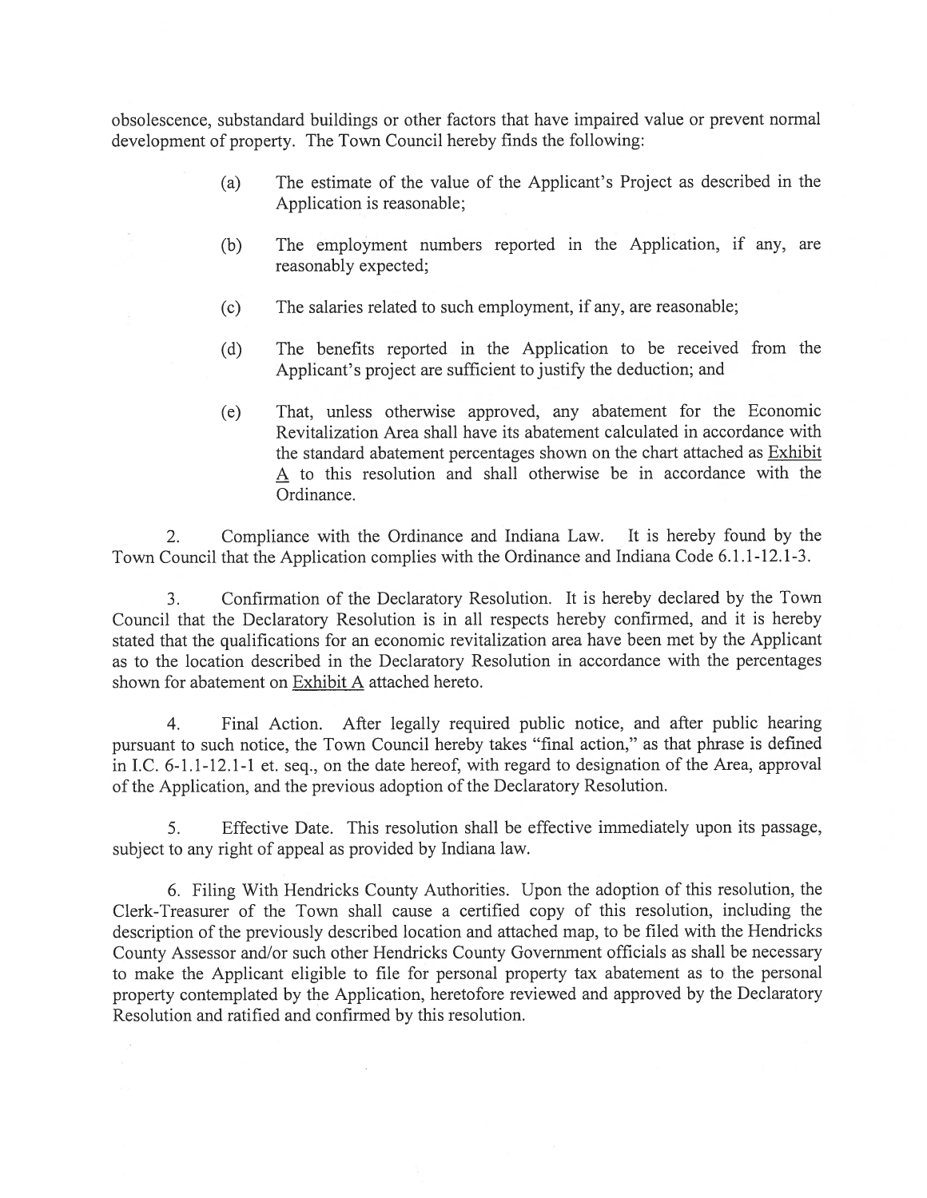obsolescence, substandard buildings or other factors that have impaired value or prevent normal development of property. The Town Council hereby finds the following:

(a) The estimate of the value of the Applicant's Project as described in the Application is reasonable;

(b) The employment numbers reported in the Application, if any, are reasonably expected;

(c) The salaries related to such employment, if any, are reasonable;

(d) The benefits reported in the Application to be received from the Applicant's project are sufficient to justify the deduction; and

(e) That, unless otherwise approved, any abatement for the Economic Revitalization Area shall have its abatement calculated in accordance with the standard abatement percentages shown on the chart attached as Exhibit A to this resolution and shall otherwise be in accordance with the Ordinance.

2. Compliance with the Ordinance and Indiana Law. It is hereby found by the Town Council that the Application complies with the Ordinance and Indiana Code 6.1.1-12.1-3.

3. Confirmation of the Declaratory Resolution. It is hereby declared by the Town Council that the Declaratory Resolution is in all respects hereby confirmed, and it is hereby stated that the qualifications for an economic revitalization area have been met by the Applicant as to the location described in the Declaratory Resolution in accordance with the percentages shown for abatement on Exhibit A attached hereto.

4. Final Action. After legally required public notice, and after public hearing pursuant to such notice, the Town Council hereby takes "final action," as that phrase is defined in I.C. 6-1.1-12.1-1 et. seq., on the date hereof, with regard to designation of the Area, approval of the Application, and the previous adoption of the Declaratory Resolution.

5. Effective Date. This resolution shall be effective immediately upon its passage, subject to any right of appeal as provided by Indiana law.

6. Filing With Hendricks County Authorities. Upon the adoption of this resolution, the Clerk-Treasurer of the Town shall cause a certified copy of this resolution, including the description of the previously described location and attached map, to be filed with the Hendricks County Assessor and/or such other Hendricks County Government officials as shall be necessary to make the Applicant eligible to file for personal property tax abatement as to the personal property contemplated by the Application, heretofore reviewed and approved by the Declaratory Resolution and ratified and confirmed by this resolution.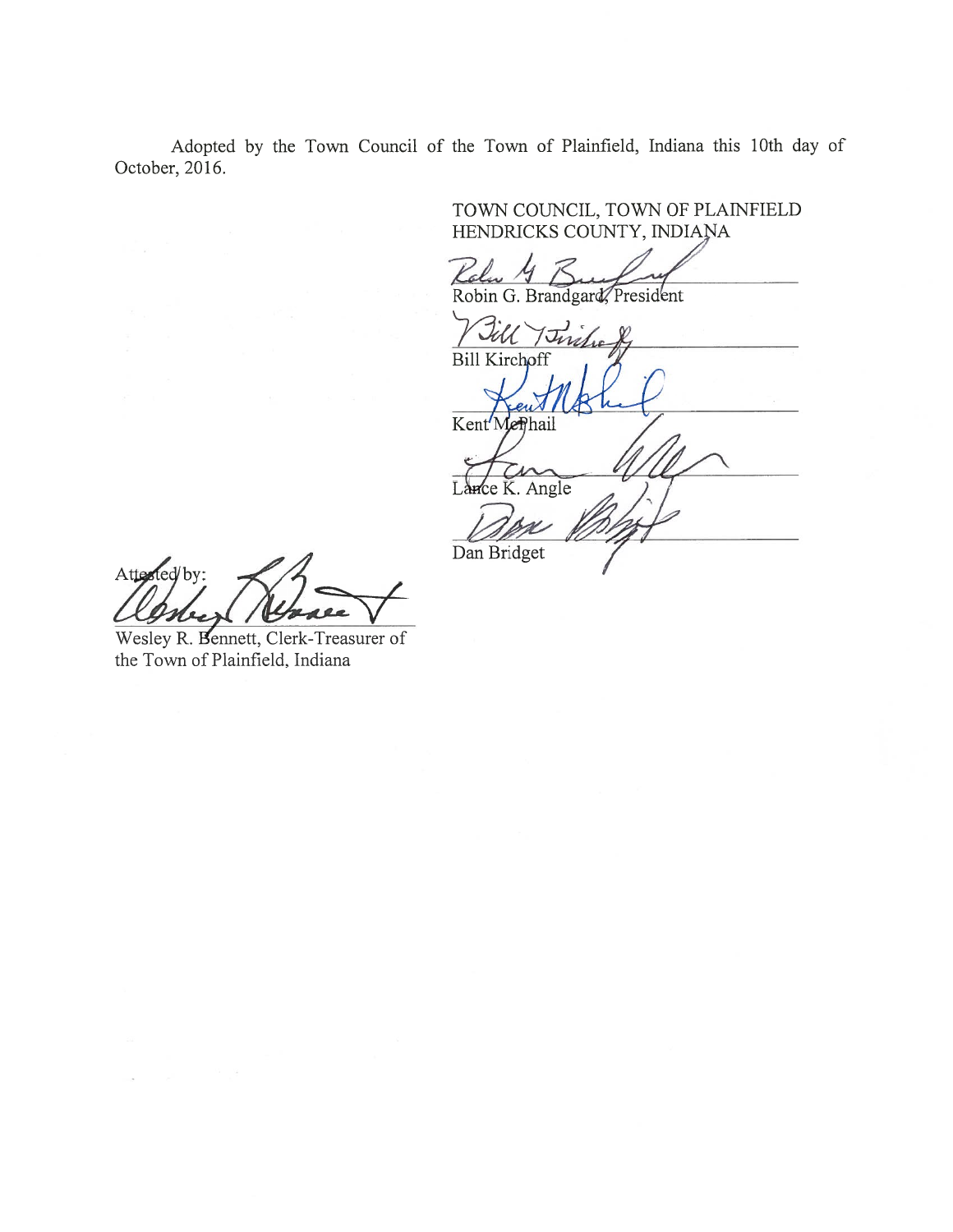Adopted by the Town Council of the Town of Plainfield, Indiana this 10th day of October, 2016.

TOWN COUNCIL, TOWN OF PLAINFIELD
HENDRICKS COUNTY, INDIANA

Robin G. Brandgard, President

Bill Kirchoff

Kent McPhail

Lance K. Angle

Dan Bridget

Attested by:

Wesley R. Bennett, Clerk-Treasurer of the Town of Plainfield, Indiana